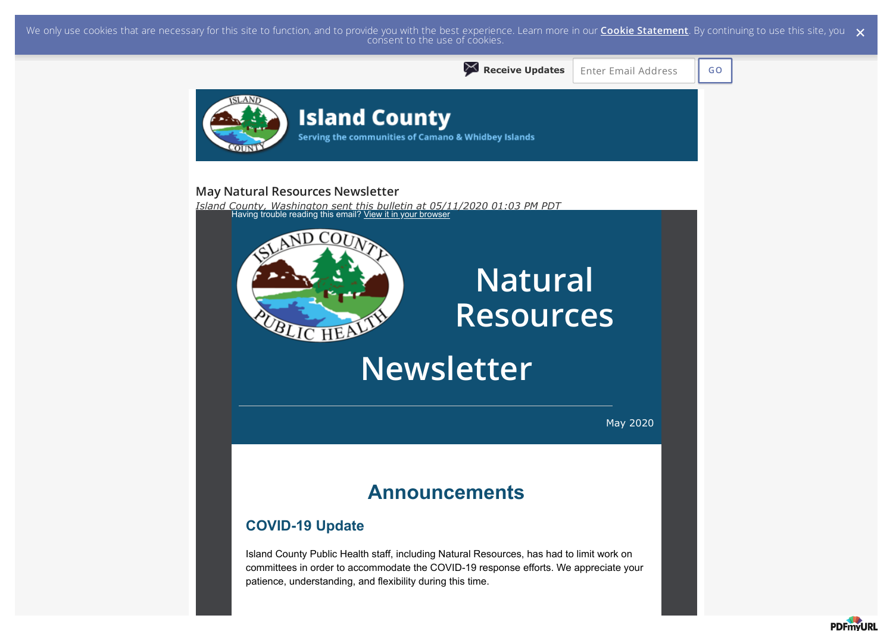We only use cookies that are necessary for this site to function, and to provide you with the best experience. Learn more in our **Cookie Statement**. By continuing to use this site, you consent to the use of cookies.

**Receive Updates** Enter Email Address GO

**Island County**
Serving the communities of Camano & Whidbey Islands

## May Natural Resources Newsletter

*Island County, Washington sent this bulletin at 05/11/2020 01:03 PM PDT*

Having trouble reading this email? View it in your browser

# Natural Resources Newsletter

May 2020

## Announcements

### COVID-19 Update

Island County Public Health staff, including Natural Resources, has had to limit work on committees in order to accommodate the COVID-19 response efforts. We appreciate your patience, understanding, and flexibility during this time.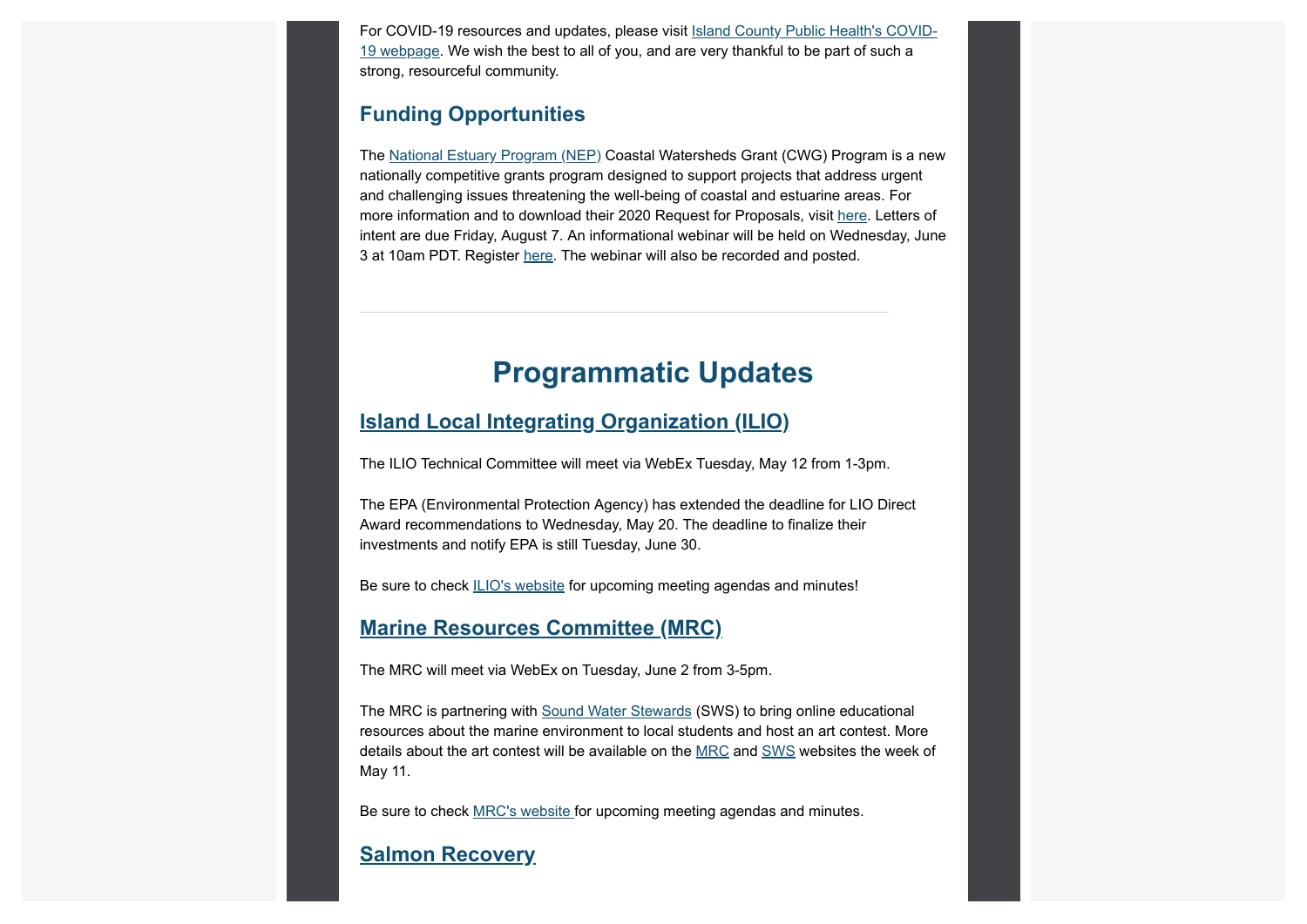For COVID-19 resources and updates, please visit Island County Public Health's COVID-19 webpage. We wish the best to all of you, and are very thankful to be part of such a strong, resourceful community.

## Funding Opportunities

The National Estuary Program (NEP) Coastal Watersheds Grant (CWG) Program is a new nationally competitive grants program designed to support projects that address urgent and challenging issues threatening the well-being of coastal and estuarine areas. For more information and to download their 2020 Request for Proposals, visit here. Letters of intent are due Friday, August 7. An informational webinar will be held on Wednesday, June 3 at 10am PDT. Register here. The webinar will also be recorded and posted.

---

# Programmatic Updates

## Island Local Integrating Organization (ILIO)

The ILIO Technical Committee will meet via WebEx Tuesday, May 12 from 1-3pm.

The EPA (Environmental Protection Agency) has extended the deadline for LIO Direct Award recommendations to Wednesday, May 20. The deadline to finalize their investments and notify EPA is still Tuesday, June 30.

Be sure to check ILIO's website for upcoming meeting agendas and minutes!

## Marine Resources Committee (MRC)

The MRC will meet via WebEx on Tuesday, June 2 from 3-5pm.

The MRC is partnering with Sound Water Stewards (SWS) to bring online educational resources about the marine environment to local students and host an art contest. More details about the art contest will be available on the MRC and SWS websites the week of May 11.

Be sure to check MRC's website for upcoming meeting agendas and minutes.

## Salmon Recovery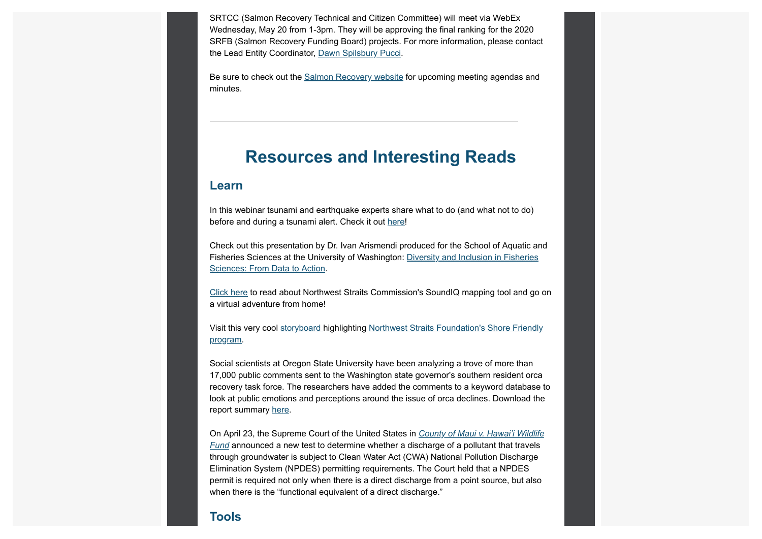SRTCC (Salmon Recovery Technical and Citizen Committee) will meet via WebEx Wednesday, May 20 from 1-3pm. They will be approving the final ranking for the 2020 SRFB (Salmon Recovery Funding Board) projects. For more information, please contact the Lead Entity Coordinator, Dawn Spilsbury Pucci.

Be sure to check out the Salmon Recovery website for upcoming meeting agendas and minutes.

---

# Resources and Interesting Reads

## Learn

In this webinar tsunami and earthquake experts share what to do (and what not to do) before and during a tsunami alert. Check it out here!

Check out this presentation by Dr. Ivan Arismendi produced for the School of Aquatic and Fisheries Sciences at the University of Washington: Diversity and Inclusion in Fisheries Sciences: From Data to Action.

Click here to read about Northwest Straits Commission's SoundIQ mapping tool and go on a virtual adventure from home!

Visit this very cool storyboard highlighting Northwest Straits Foundation's Shore Friendly program.

Social scientists at Oregon State University have been analyzing a trove of more than 17,000 public comments sent to the Washington state governor's southern resident orca recovery task force. The researchers have added the comments to a keyword database to look at public emotions and perceptions around the issue of orca declines. Download the report summary here.

On April 23, the Supreme Court of the United States in *County of Maui v. Hawai'i Wildlife Fund* announced a new test to determine whether a discharge of a pollutant that travels through groundwater is subject to Clean Water Act (CWA) National Pollution Discharge Elimination System (NPDES) permitting requirements. The Court held that a NPDES permit is required not only when there is a direct discharge from a point source, but also when there is the "functional equivalent of a direct discharge."

## Tools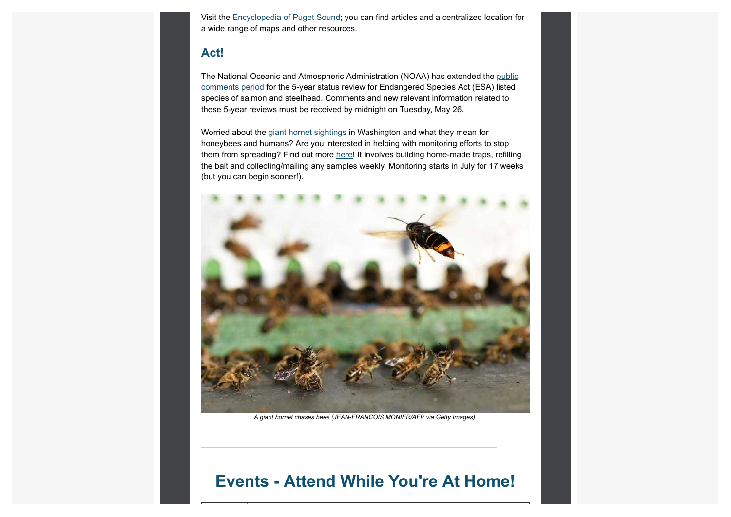Visit the Encyclopedia of Puget Sound; you can find articles and a centralized location for a wide range of maps and other resources.

## Act!

The National Oceanic and Atmospheric Administration (NOAA) has extended the public comments period for the 5-year status review for Endangered Species Act (ESA) listed species of salmon and steelhead. Comments and new relevant information related to these 5-year reviews must be received by midnight on Tuesday, May 26.

Worried about the giant hornet sightings in Washington and what they mean for honeybees and humans? Are you interested in helping with monitoring efforts to stop them from spreading? Find out more here! It involves building home-made traps, refilling the bait and collecting/mailing any samples weekly. Monitoring starts in July for 17 weeks (but you can begin sooner!).

*A giant hornet chases bees (JEAN-FRANCOIS MONIER/AFP via Getty Images).*

---

# Events - Attend While You're At Home!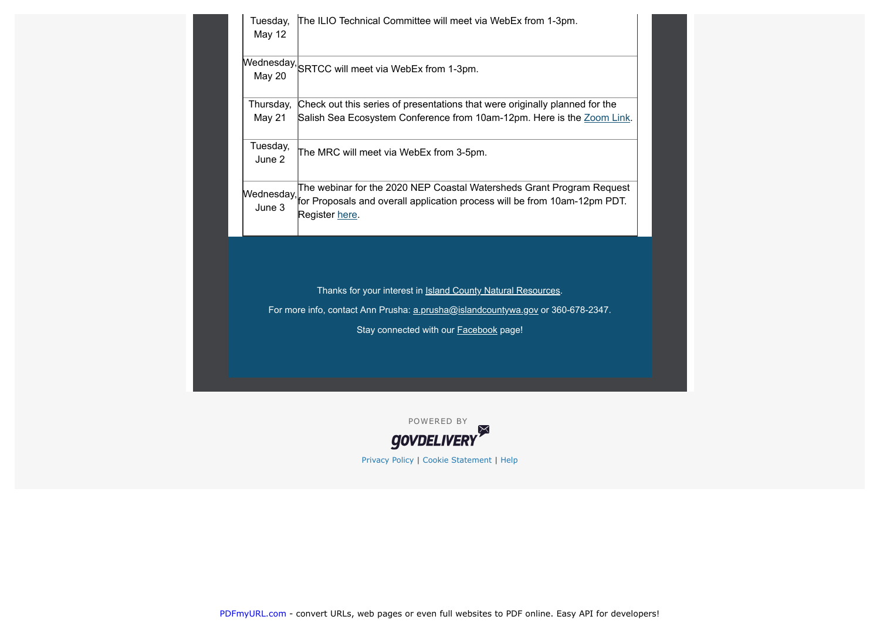| | |
|---|---|
| Tuesday, May 12 | The ILIO Technical Committee will meet via WebEx from 1-3pm. |
| Wednesday, May 20 | SRTCC will meet via WebEx from 1-3pm. |
| Thursday, May 21 | Check out this series of presentations that were originally planned for the Salish Sea Ecosystem Conference from 10am-12pm. Here is the Zoom Link. |
| Tuesday, June 2 | The MRC will meet via WebEx from 3-5pm. |
| Wednesday, June 3 | The webinar for the 2020 NEP Coastal Watersheds Grant Program Request for Proposals and overall application process will be from 10am-12pm PDT. Register here. |

Thanks for your interest in Island County Natural Resources.

For more info, contact Ann Prusha: a.prusha@islandcountywa.gov or 360-678-2347.

Stay connected with our Facebook page!

POWERED BY GOVDELIVERY

Privacy Policy | Cookie Statement | Help